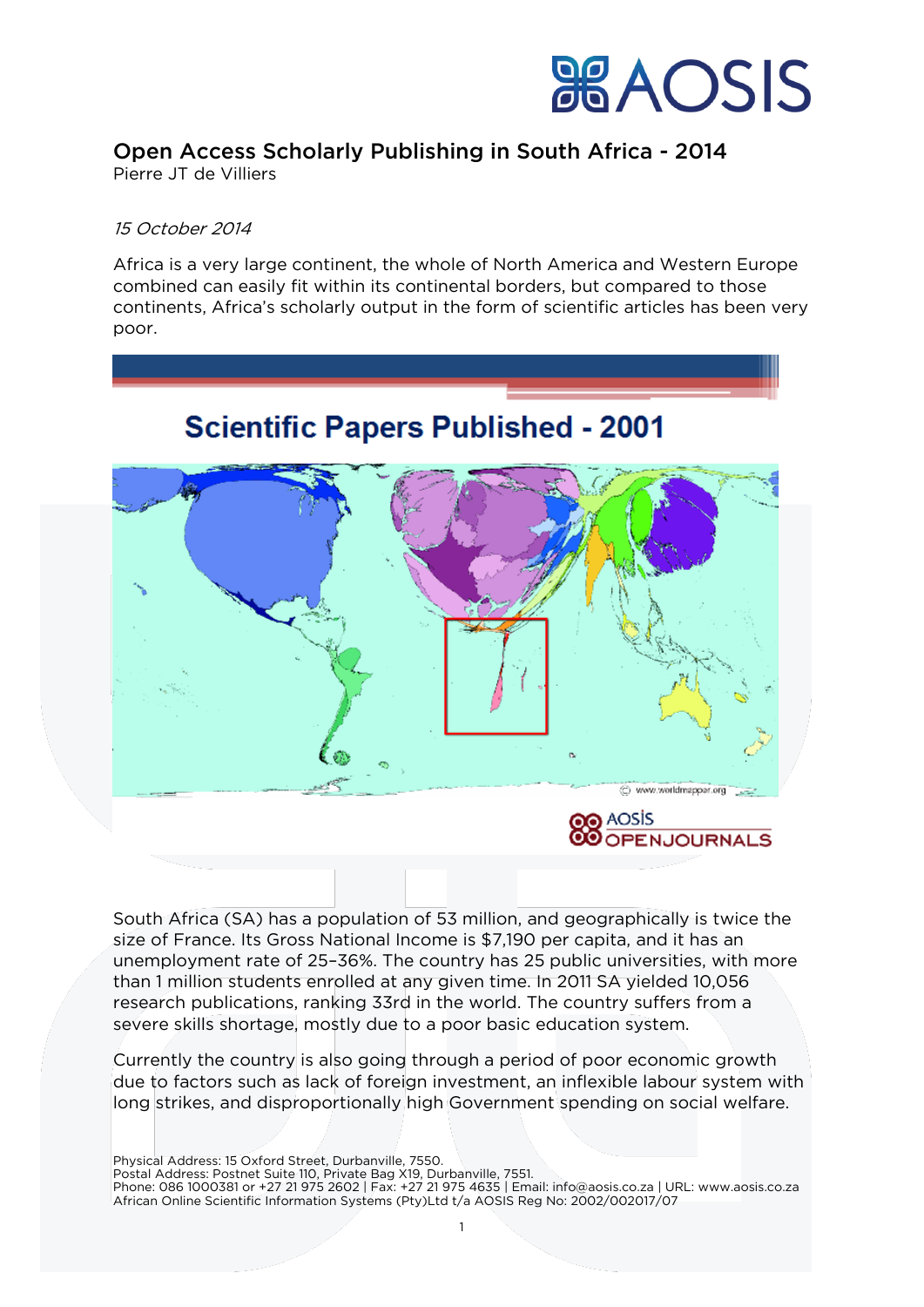# Open Access Scholarly Publishing in South Africa - 2014

Pierre JT de Villiers

*15 October 2014*

Africa is a very large continent, the whole of North America and Western Europe combined can easily fit within its continental borders, but compared to those continents, Africa's scholarly output in the form of scientific articles has been very poor.

South Africa (SA) has a population of 53 million, and geographically is twice the size of France. Its Gross National Income is $7,190 per capita, and it has an unemployment rate of 25–36%. The country has 25 public universities, with more than 1 million students enrolled at any given time. In 2011 SA yielded 10,056 research publications, ranking 33rd in the world. The country suffers from a severe skills shortage, mostly due to a poor basic education system.

Currently the country is also going through a period of poor economic growth due to factors such as lack of foreign investment, an inflexible labour system with long strikes, and disproportionally high Government spending on social welfare.

Physical Address: 15 Oxford Street, Durbanville, 7550.
Postal Address: Postnet Suite 110, Private Bag X19, Durbanville, 7551.
Phone: 086 1000381 or +27 21 975 2602 | Fax: +27 21 975 4635 | Email: info@aosis.co.za | URL: www.aosis.co.za
African Online Scientific Information Systems (Pty)Ltd t/a AOSIS Reg No: 2002/002017/07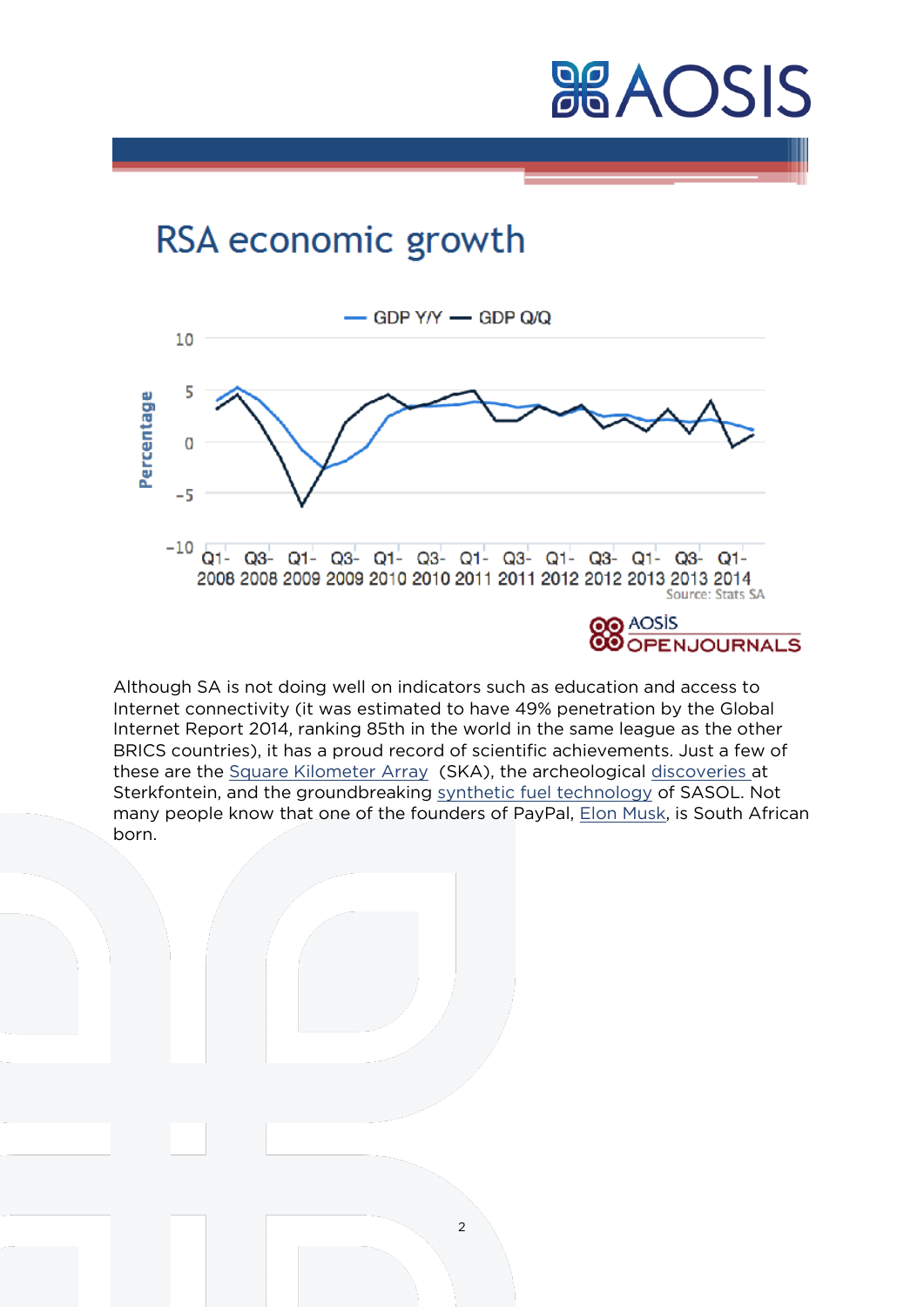## RSA economic growth

Although SA is not doing well on indicators such as education and access to Internet connectivity (it was estimated to have 49% penetration by the Global Internet Report 2014, ranking 85th in the world in the same league as the other BRICS countries), it has a proud record of scientific achievements. Just a few of these are the Square Kilometer Array (SKA), the archeological discoveries at Sterkfontein, and the groundbreaking synthetic fuel technology of SASOL. Not many people know that one of the founders of PayPal, Elon Musk, is South African born.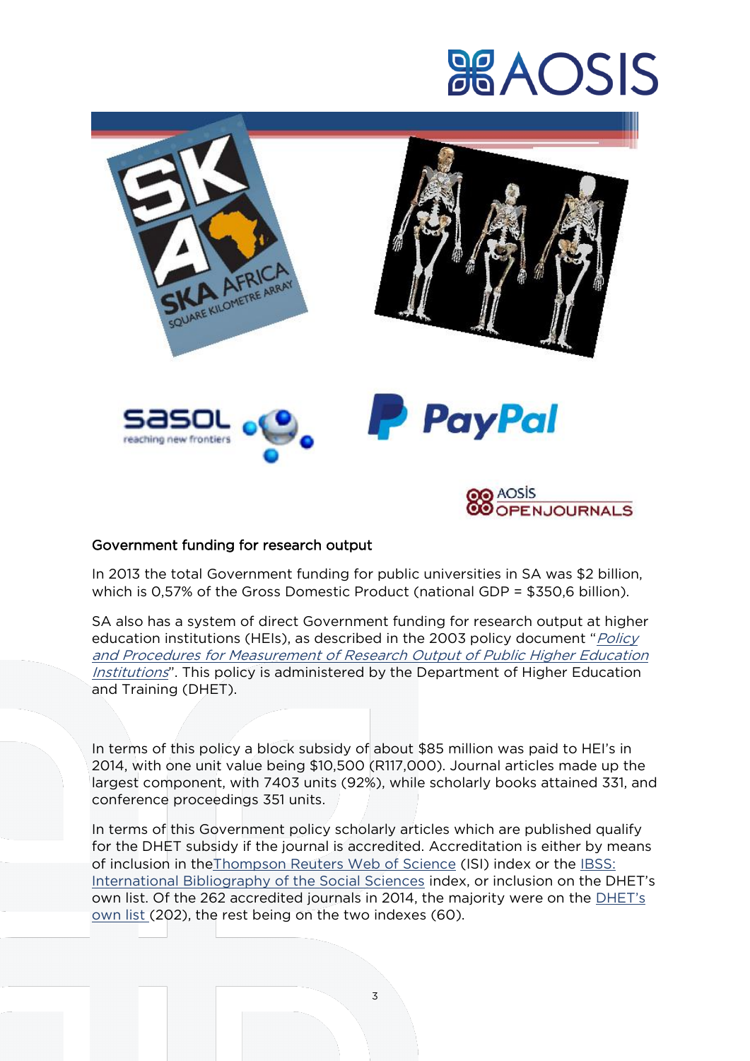## Government funding for research output

In 2013 the total Government funding for public universities in SA was $2 billion, which is 0,57% of the Gross Domestic Product (national GDP = $350,6 billion).

SA also has a system of direct Government funding for research output at higher education institutions (HEIs), as described in the 2003 policy document "*Policy and Procedures for Measurement of Research Output of Public Higher Education Institutions*". This policy is administered by the Department of Higher Education and Training (DHET).

In terms of this policy a block subsidy of about $85 million was paid to HEI's in 2014, with one unit value being $10,500 (R117,000). Journal articles made up the largest component, with 7403 units (92%), while scholarly books attained 331, and conference proceedings 351 units.

In terms of this Government policy scholarly articles which are published qualify for the DHET subsidy if the journal is accredited. Accreditation is either by means of inclusion in theThompson Reuters Web of Science (ISI) index or the IBSS: International Bibliography of the Social Sciences index, or inclusion on the DHET's own list. Of the 262 accredited journals in 2014, the majority were on the DHET's own list (202), the rest being on the two indexes (60).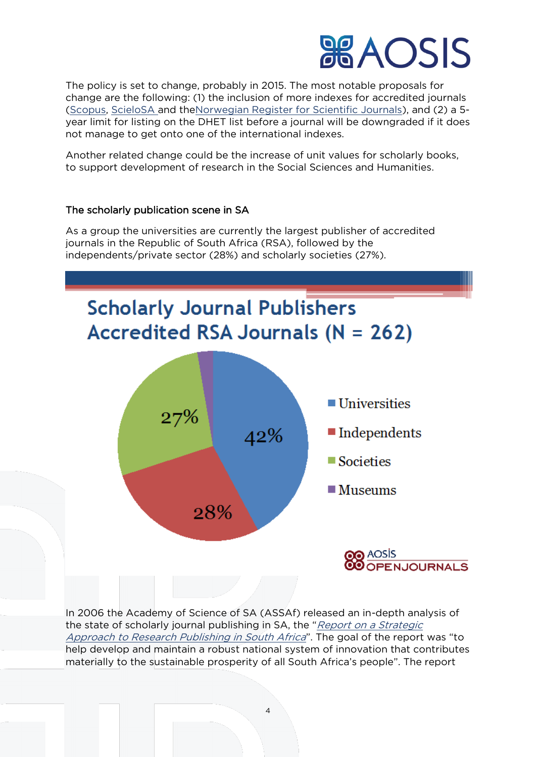The policy is set to change, probably in 2015. The most notable proposals for change are the following: (1) the inclusion of more indexes for accredited journals (Scopus, ScieloSA and theNorwegian Register for Scientific Journals), and (2) a 5-year limit for listing on the DHET list before a journal will be downgraded if it does not manage to get onto one of the international indexes.

Another related change could be the increase of unit values for scholarly books, to support development of research in the Social Sciences and Humanities.

### The scholarly publication scene in SA

As a group the universities are currently the largest publisher of accredited journals in the Republic of South Africa (RSA), followed by the independents/private sector (28%) and scholarly societies (27%).

**Scholarly Journal Publishers Accredited RSA Journals (N = 262)**

| Publisher | Share |
|---|---|
| Universities | 42% |
| Independents | 28% |
| Societies | 27% |
| Museums | |

AOSIS OPENJOURNALS

In 2006 the Academy of Science of SA (ASSAf) released an in-depth analysis of the state of scholarly journal publishing in SA, the "*Report on a Strategic Approach to Research Publishing in South Africa*". The goal of the report was "to help develop and maintain a robust national system of innovation that contributes materially to the sustainable prosperity of all South Africa's people". The report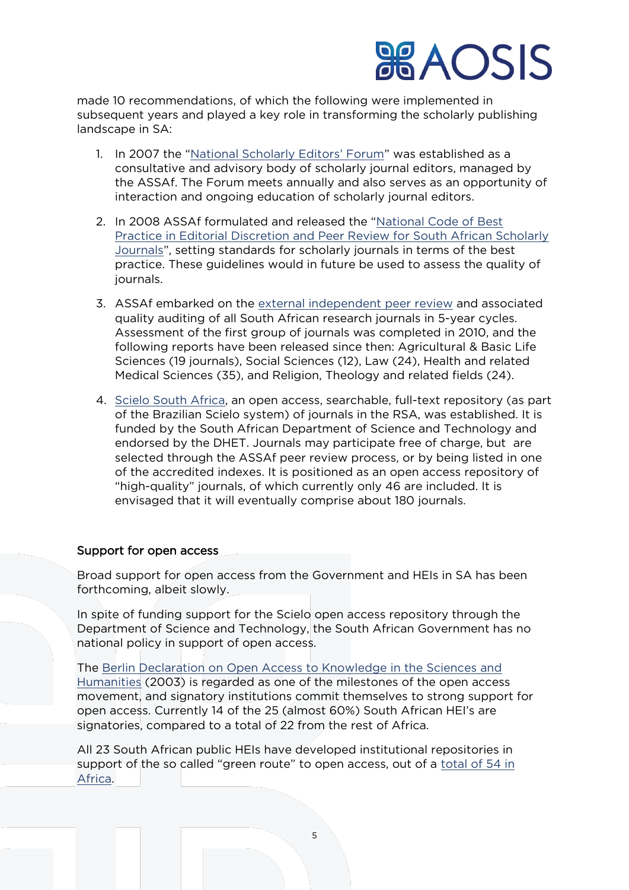made 10 recommendations, of which the following were implemented in subsequent years and played a key role in transforming the scholarly publishing landscape in SA:

1. In 2007 the "National Scholarly Editors' Forum" was established as a consultative and advisory body of scholarly journal editors, managed by the ASSAf. The Forum meets annually and also serves as an opportunity of interaction and ongoing education of scholarly journal editors.

2. In 2008 ASSAf formulated and released the "National Code of Best Practice in Editorial Discretion and Peer Review for South African Scholarly Journals", setting standards for scholarly journals in terms of the best practice. These guidelines would in future be used to assess the quality of journals.

3. ASSAf embarked on the external independent peer review and associated quality auditing of all South African research journals in 5-year cycles. Assessment of the first group of journals was completed in 2010, and the following reports have been released since then: Agricultural & Basic Life Sciences (19 journals), Social Sciences (12), Law (24), Health and related Medical Sciences (35), and Religion, Theology and related fields (24).

4. Scielo South Africa, an open access, searchable, full-text repository (as part of the Brazilian Scielo system) of journals in the RSA, was established. It is funded by the South African Department of Science and Technology and endorsed by the DHET. Journals may participate free of charge, but are selected through the ASSAf peer review process, or by being listed in one of the accredited indexes. It is positioned as an open access repository of "high-quality" journals, of which currently only 46 are included. It is envisaged that it will eventually comprise about 180 journals.

## Support for open access

Broad support for open access from the Government and HEIs in SA has been forthcoming, albeit slowly.

In spite of funding support for the Scielo open access repository through the Department of Science and Technology, the South African Government has no national policy in support of open access.

The Berlin Declaration on Open Access to Knowledge in the Sciences and Humanities (2003) is regarded as one of the milestones of the open access movement, and signatory institutions commit themselves to strong support for open access. Currently 14 of the 25 (almost 60%) South African HEI's are signatories, compared to a total of 22 from the rest of Africa.

All 23 South African public HEIs have developed institutional repositories in support of the so called "green route" to open access, out of a total of 54 in Africa.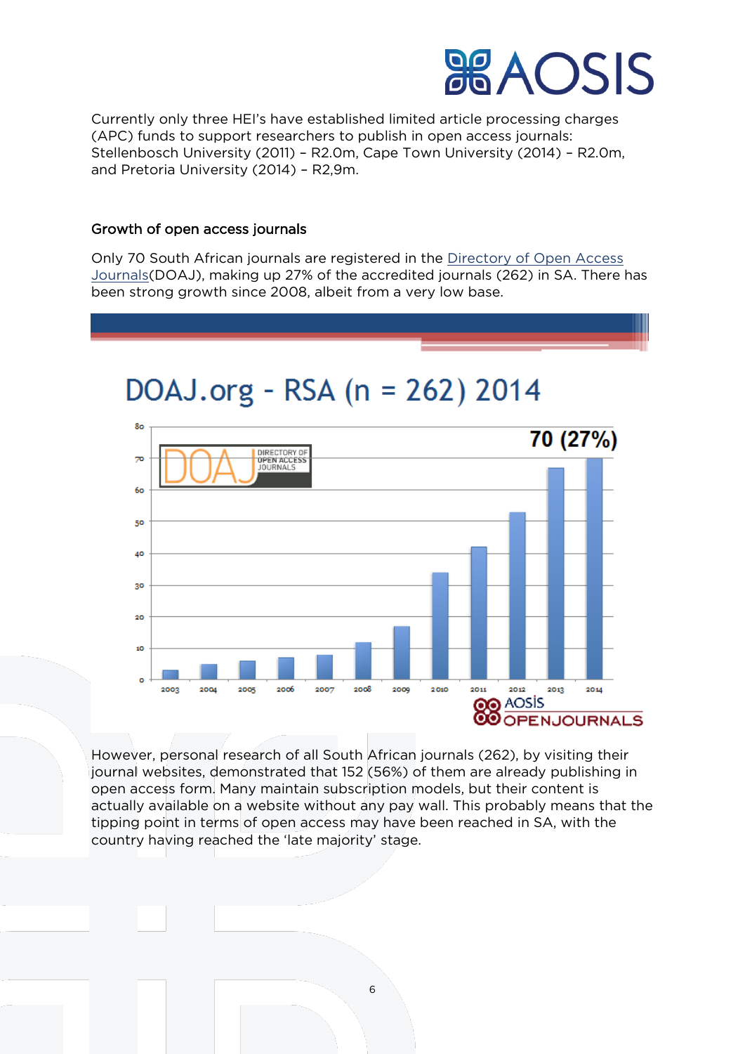Currently only three HEI's have established limited article processing charges (APC) funds to support researchers to publish in open access journals: Stellenbosch University (2011) – R2.0m, Cape Town University (2014) – R2.0m, and Pretoria University (2014) – R2,9m.

## Growth of open access journals

Only 70 South African journals are registered in the Directory of Open Access Journals(DOAJ), making up 27% of the accredited journals (262) in SA. There has been strong growth since 2008, albeit from a very low base.

However, personal research of all South African journals (262), by visiting their journal websites, demonstrated that 152 (56%) of them are already publishing in open access form. Many maintain subscription models, but their content is actually available on a website without any pay wall. This probably means that the tipping point in terms of open access may have been reached in SA, with the country having reached the 'late majority' stage.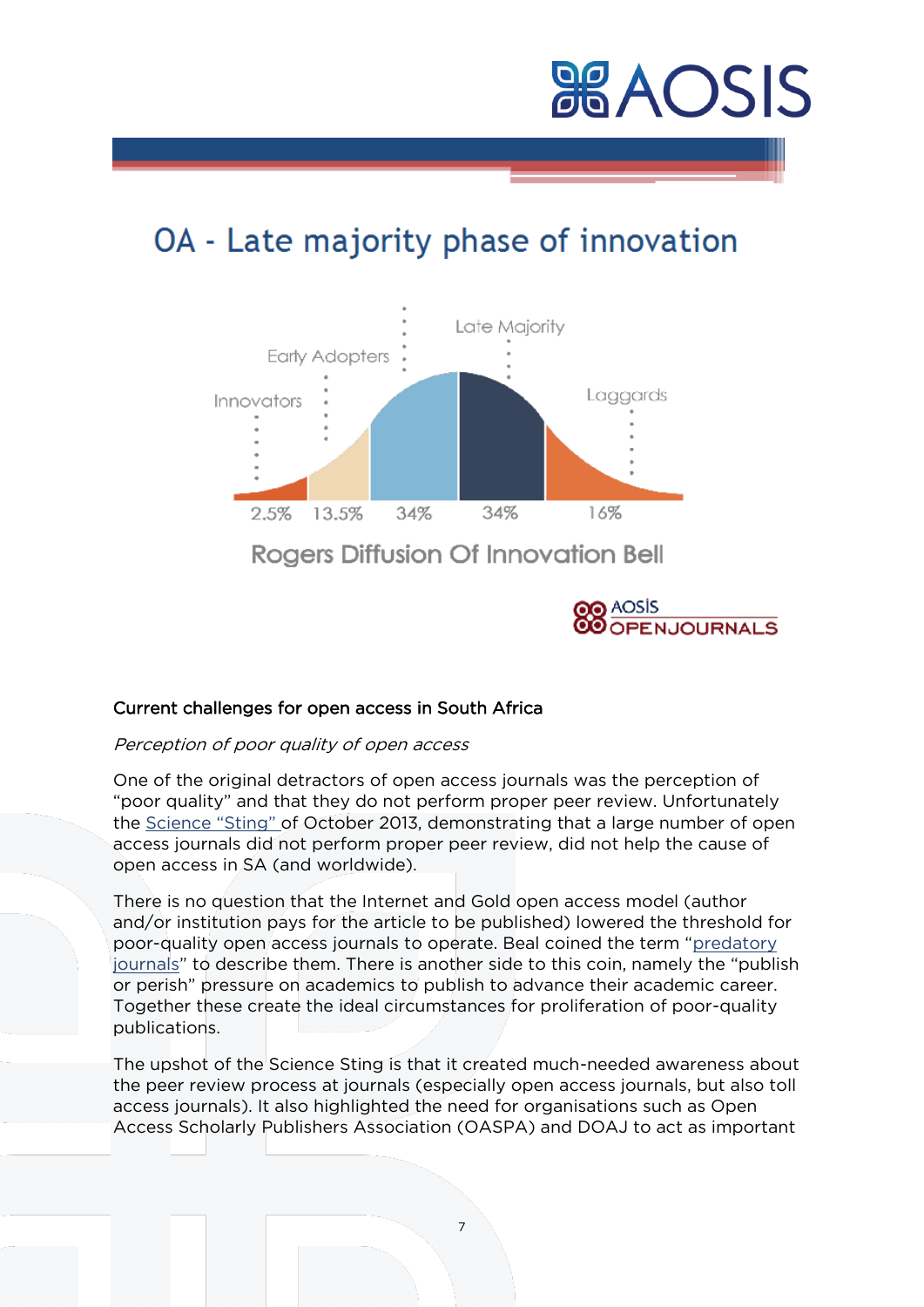# OA - Late majority phase of innovation

Early Adopters

Late Majority

Innovators

Laggards

2.5% 13.5% 34% 34% 16%

Rogers Diffusion Of Innovation Bell

### Current challenges for open access in South Africa

*Perception of poor quality of open access*

One of the original detractors of open access journals was the perception of "poor quality" and that they do not perform proper peer review. Unfortunately the Science "Sting" of October 2013, demonstrating that a large number of open access journals did not perform proper peer review, did not help the cause of open access in SA (and worldwide).

There is no question that the Internet and Gold open access model (author and/or institution pays for the article to be published) lowered the threshold for poor-quality open access journals to operate. Beal coined the term "predatory journals" to describe them. There is another side to this coin, namely the "publish or perish" pressure on academics to publish to advance their academic career. Together these create the ideal circumstances for proliferation of poor-quality publications.

The upshot of the Science Sting is that it created much-needed awareness about the peer review process at journals (especially open access journals, but also toll access journals). It also highlighted the need for organisations such as Open Access Scholarly Publishers Association (OASPA) and DOAJ to act as important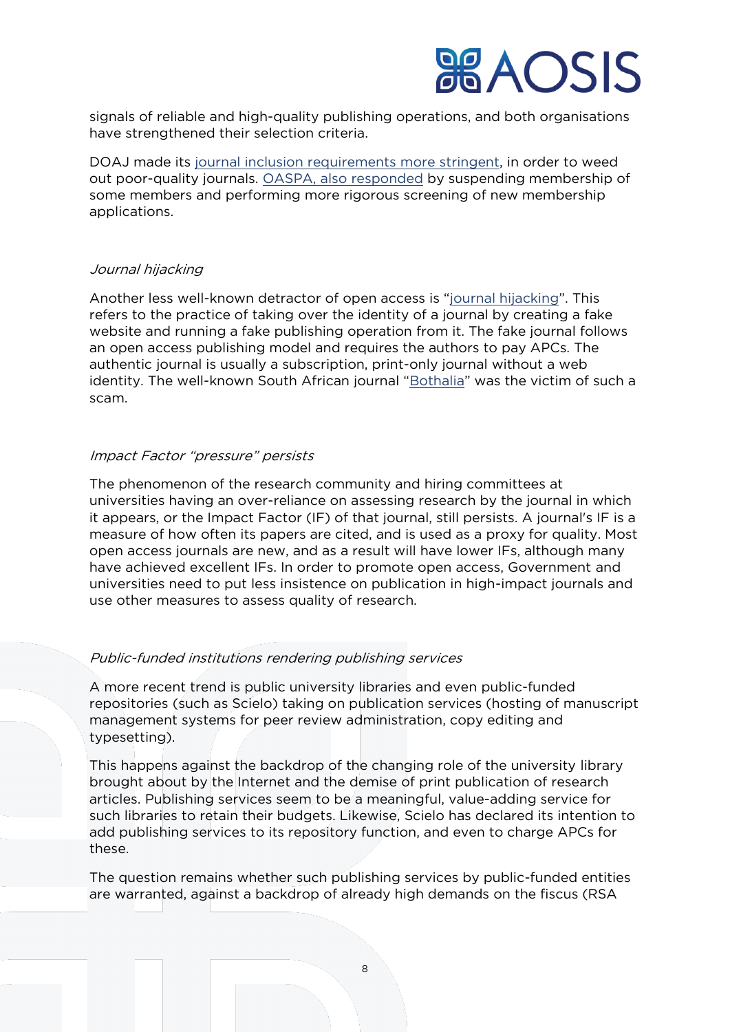signals of reliable and high-quality publishing operations, and both organisations have strengthened their selection criteria.

DOAJ made its journal inclusion requirements more stringent, in order to weed out poor-quality journals. OASPA, also responded by suspending membership of some members and performing more rigorous screening of new membership applications.

*Journal hijacking*

Another less well-known detractor of open access is "journal hijacking". This refers to the practice of taking over the identity of a journal by creating a fake website and running a fake publishing operation from it. The fake journal follows an open access publishing model and requires the authors to pay APCs. The authentic journal is usually a subscription, print-only journal without a web identity. The well-known South African journal "Bothalia" was the victim of such a scam.

*Impact Factor "pressure" persists*

The phenomenon of the research community and hiring committees at universities having an over-reliance on assessing research by the journal in which it appears, or the Impact Factor (IF) of that journal, still persists. A journal's IF is a measure of how often its papers are cited, and is used as a proxy for quality. Most open access journals are new, and as a result will have lower IFs, although many have achieved excellent IFs. In order to promote open access, Government and universities need to put less insistence on publication in high-impact journals and use other measures to assess quality of research.

*Public-funded institutions rendering publishing services*

A more recent trend is public university libraries and even public-funded repositories (such as Scielo) taking on publication services (hosting of manuscript management systems for peer review administration, copy editing and typesetting).

This happens against the backdrop of the changing role of the university library brought about by the Internet and the demise of print publication of research articles. Publishing services seem to be a meaningful, value-adding service for such libraries to retain their budgets. Likewise, Scielo has declared its intention to add publishing services to its repository function, and even to charge APCs for these.

The question remains whether such publishing services by public-funded entities are warranted, against a backdrop of already high demands on the fiscus (RSA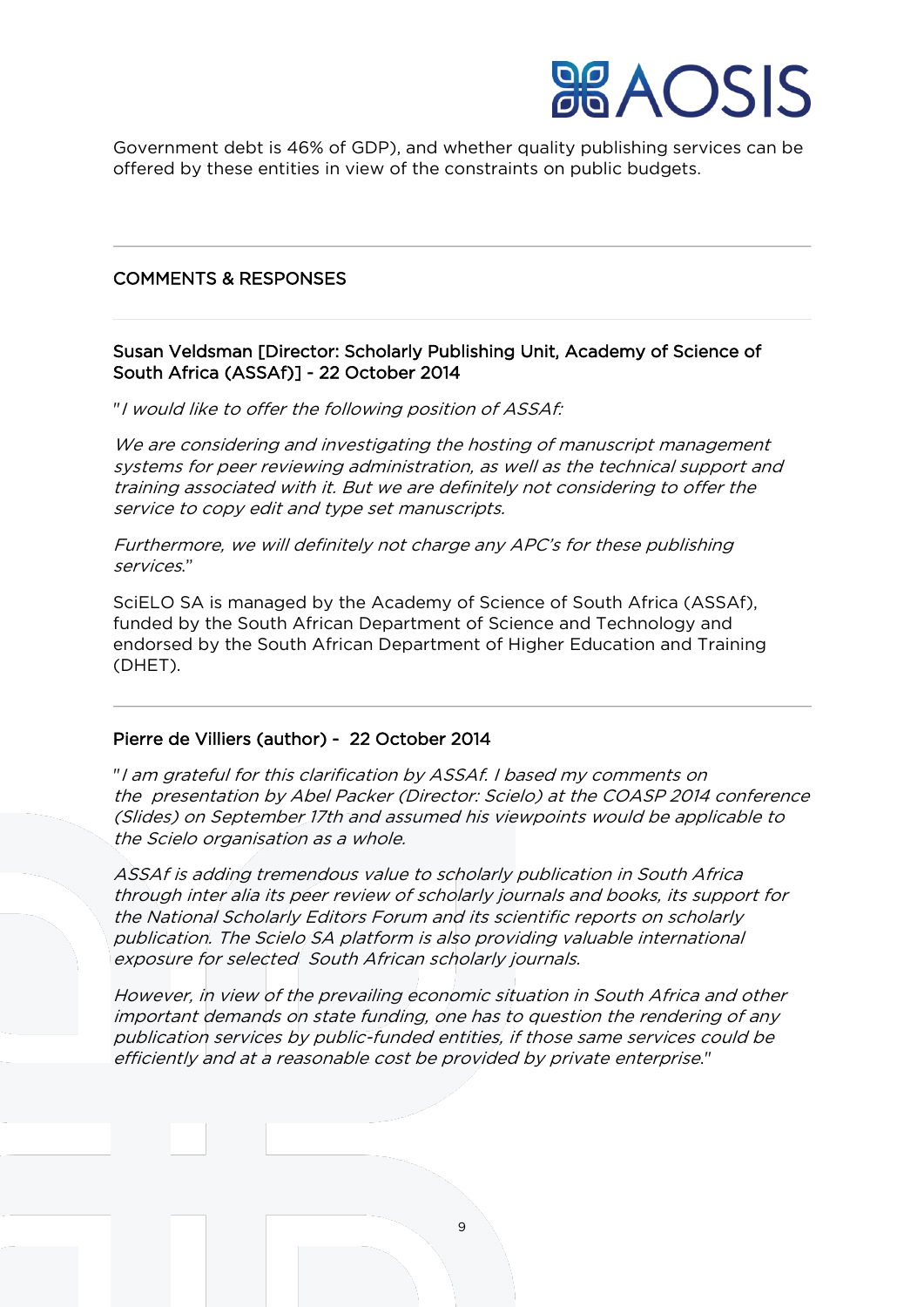Government debt is 46% of GDP), and whether quality publishing services can be offered by these entities in view of the constraints on public budgets.

---

## COMMENTS & RESPONSES

### Susan Veldsman [Director: Scholarly Publishing Unit, Academy of Science of South Africa (ASSAf)] - 22 October 2014

"*I would like to offer the following position of ASSAf:*

*We are considering and investigating the hosting of manuscript management systems for peer reviewing administration, as well as the technical support and training associated with it. But we are definitely not considering to offer the service to copy edit and type set manuscripts.*

*Furthermore, we will definitely not charge any APC's for these publishing services.*"

SciELO SA is managed by the Academy of Science of South Africa (ASSAf), funded by the South African Department of Science and Technology and endorsed by the South African Department of Higher Education and Training (DHET).

---

### Pierre de Villiers (author) - 22 October 2014

"*I am grateful for this clarification by ASSAf. I based my comments on the presentation by Abel Packer (Director: Scielo) at the COASP 2014 conference (Slides) on September 17th and assumed his viewpoints would be applicable to the Scielo organisation as a whole.*

*ASSAf is adding tremendous value to scholarly publication in South Africa through inter alia its peer review of scholarly journals and books, its support for the National Scholarly Editors Forum and its scientific reports on scholarly publication. The Scielo SA platform is also providing valuable international exposure for selected South African scholarly journals.*

*However, in view of the prevailing economic situation in South Africa and other important demands on state funding, one has to question the rendering of any publication services by public-funded entities, if those same services could be efficiently and at a reasonable cost be provided by private enterprise.*"